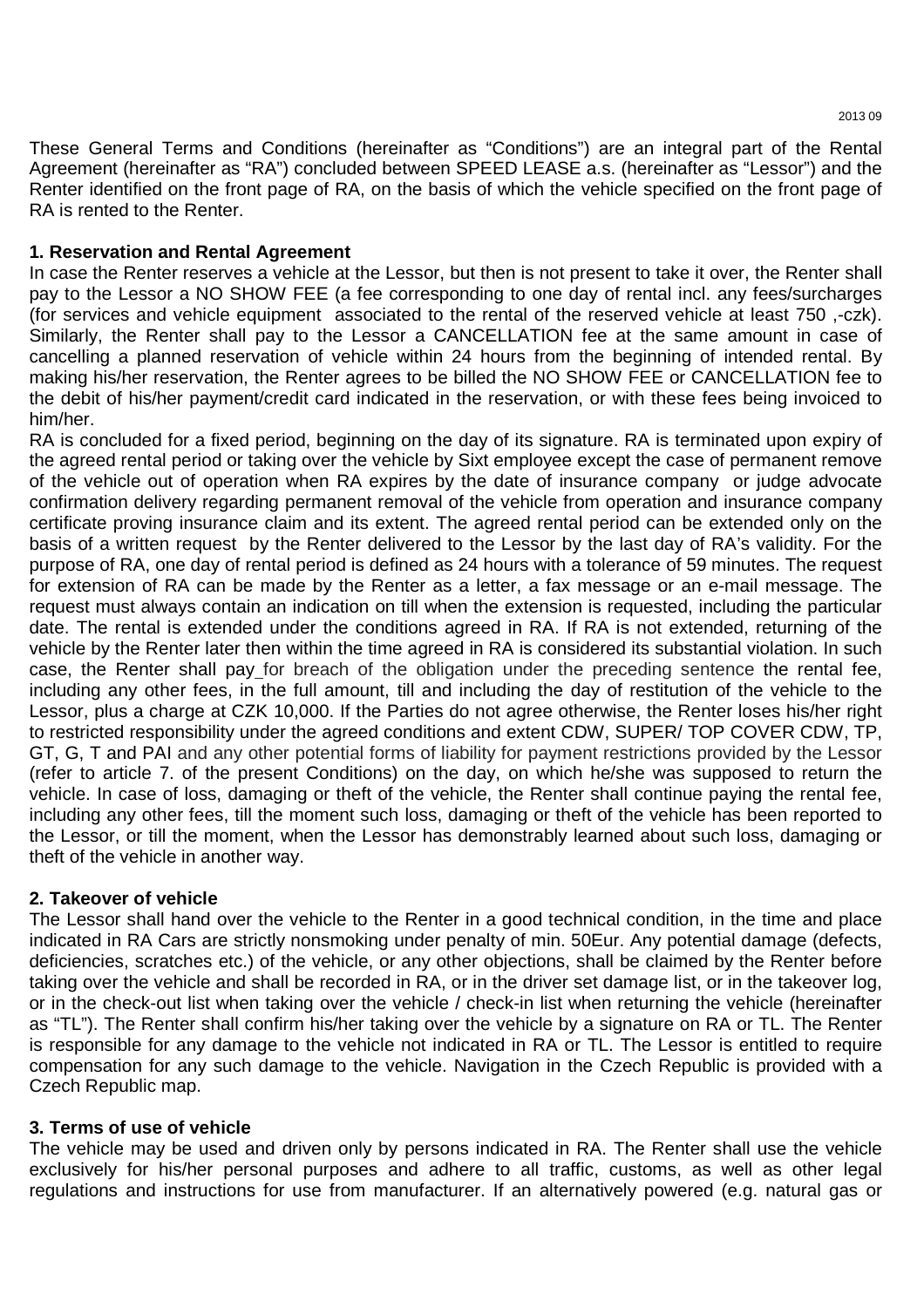2013 09

These General Terms and Conditions (hereinafter as "Conditions") are an integral part of the Rental Agreement (hereinafter as "RA") concluded between SPEED LEASE a.s. (hereinafter as "Lessor") and the Renter identified on the front page of RA, on the basis of which the vehicle specified on the front page of RA is rented to the Renter.

**1. Reservation and Rental Agreement**

In case the Renter reserves a vehicle at the Lessor, but then is not present to take it over, the Renter shall pay to the Lessor a NO SHOW FEE (a fee corresponding to one day of rental incl. any fees/surcharges (for services and vehicle equipment associated to the rental of the reserved vehicle at least 750 ,-czk). Similarly, the Renter shall pay to the Lessor a CANCELLATION fee at the same amount in case of cancelling a planned reservation of vehicle within 24 hours from the beginning of intended rental. By making his/her reservation, the Renter agrees to be billed the NO SHOW FEE or CANCELLATION fee to the debit of his/her payment/credit card indicated in the reservation, or with these fees being invoiced to him/her.

RA is concluded for a fixed period, beginning on the day of its signature. RA is terminated upon expiry of the agreed rental period or taking over the vehicle by Sixt employee except the case of permanent remove of the vehicle out of operation when RA expires by the date of insurance company or judge advocate confirmation delivery regarding permanent removal of the vehicle from operation and insurance company certificate proving insurance claim and its extent. The agreed rental period can be extended only on the basis of a written request by the Renter delivered to the Lessor by the last day of RA's validity. For the purpose of RA, one day of rental period is defined as 24 hours with a tolerance of 59 minutes. The request for extension of RA can be made by the Renter as a letter, a fax message or an e-mail message. The request must always contain an indication on till when the extension is requested, including the particular date. The rental is extended under the conditions agreed in RA. If RA is not extended, returning of the vehicle by the Renter later then within the time agreed in RA is considered its substantial violation. In such case, the Renter shall pay for breach of the obligation under the preceding sentence the rental fee, including any other fees, in the full amount, till and including the day of restitution of the vehicle to the Lessor, plus a charge at CZK 10,000. If the Parties do not agree otherwise, the Renter loses his/her right to restricted responsibility under the agreed conditions and extent CDW, SUPER/ TOP COVER CDW, TP, GT, G, T and PAI and any other potential forms of liability for payment restrictions provided by the Lessor (refer to article 7. of the present Conditions) on the day, on which he/she was supposed to return the vehicle. In case of loss, damaging or theft of the vehicle, the Renter shall continue paying the rental fee, including any other fees, till the moment such loss, damaging or theft of the vehicle has been reported to the Lessor, or till the moment, when the Lessor has demonstrably learned about such loss, damaging or theft of the vehicle in another way.

**2. Takeover of vehicle**

The Lessor shall hand over the vehicle to the Renter in a good technical condition, in the time and place indicated in RA Cars are strictly nonsmoking under penalty of min. 50Eur. Any potential damage (defects, deficiencies, scratches etc.) of the vehicle, or any other objections, shall be claimed by the Renter before taking over the vehicle and shall be recorded in RA, or in the driver set damage list, or in the takeover log, or in the check-out list when taking over the vehicle / check-in list when returning the vehicle (hereinafter as "TL"). The Renter shall confirm his/her taking over the vehicle by a signature on RA or TL. The Renter is responsible for any damage to the vehicle not indicated in RA or TL. The Lessor is entitled to require compensation for any such damage to the vehicle. Navigation in the Czech Republic is provided with a Czech Republic map.

**3. Terms of use of vehicle**

The vehicle may be used and driven only by persons indicated in RA. The Renter shall use the vehicle exclusively for his/her personal purposes and adhere to all traffic, customs, as well as other legal regulations and instructions for use from manufacturer. If an alternatively powered (e.g. natural gas or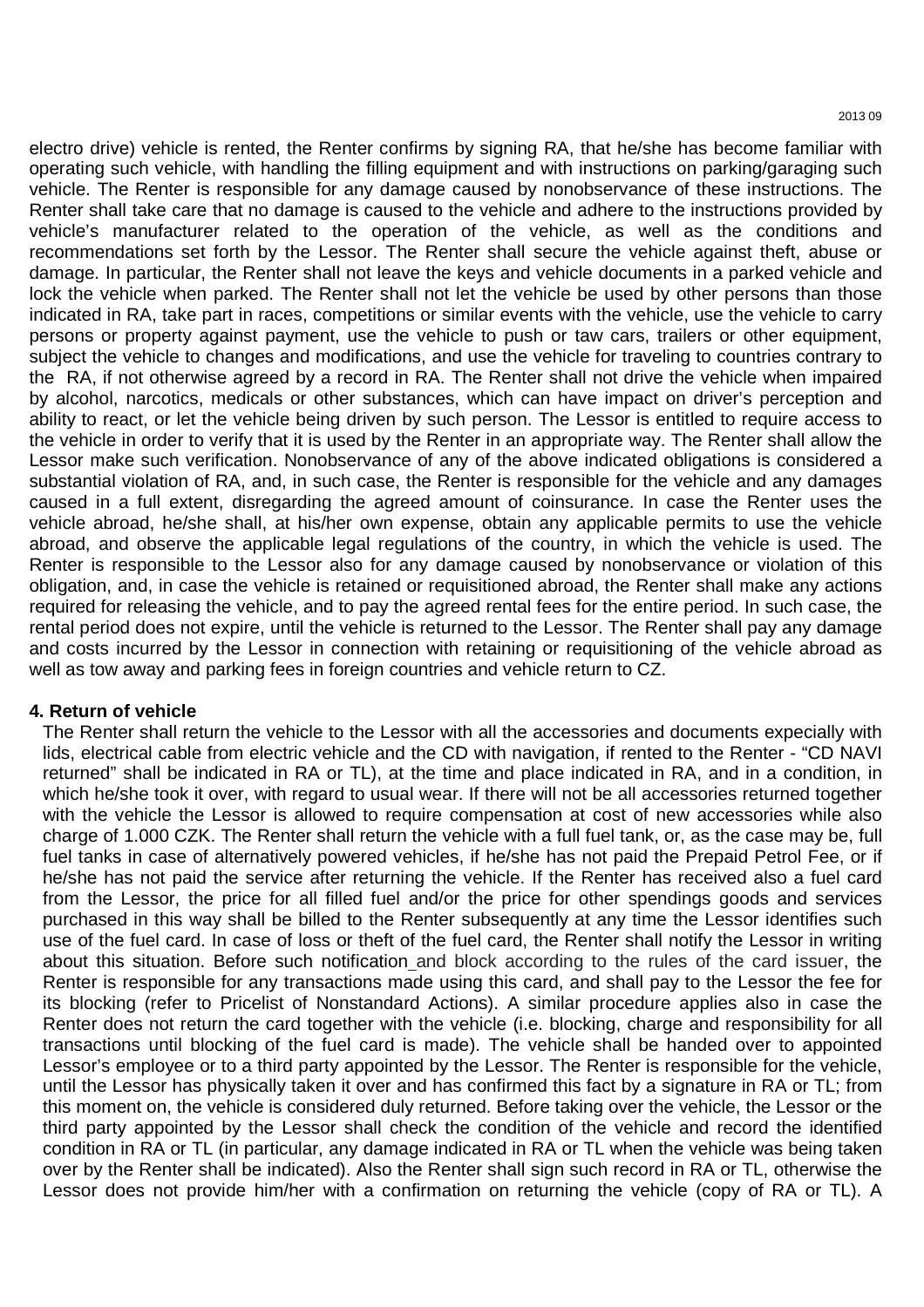electro drive) vehicle is rented, the Renter confirms by signing RA, that he/she has become familiar with operating such vehicle, with handling the filling equipment and with instructions on parking/garaging such vehicle. The Renter is responsible for any damage caused by nonobservance of these instructions. The Renter shall take care that no damage is caused to the vehicle and adhere to the instructions provided by vehicle's manufacturer related to the operation of the vehicle, as well as the conditions and recommendations set forth by the Lessor. The Renter shall secure the vehicle against theft, abuse or damage. In particular, the Renter shall not leave the keys and vehicle documents in a parked vehicle and lock the vehicle when parked. The Renter shall not let the vehicle be used by other persons than those indicated in RA, take part in races, competitions or similar events with the vehicle, use the vehicle to carry persons or property against payment, use the vehicle to push or taw cars, trailers or other equipment, subject the vehicle to changes and modifications, and use the vehicle for traveling to countries contrary to the RA, if not otherwise agreed by a record in RA. The Renter shall not drive the vehicle when impaired by alcohol, narcotics, medicals or other substances, which can have impact on driver's perception and ability to react, or let the vehicle being driven by such person. The Lessor is entitled to require access to the vehicle in order to verify that it is used by the Renter in an appropriate way. The Renter shall allow the Lessor make such verification. Nonobservance of any of the above indicated obligations is considered a substantial violation of RA, and, in such case, the Renter is responsible for the vehicle and any damages caused in a full extent, disregarding the agreed amount of coinsurance. In case the Renter uses the vehicle abroad, he/she shall, at his/her own expense, obtain any applicable permits to use the vehicle abroad, and observe the applicable legal regulations of the country, in which the vehicle is used. The Renter is responsible to the Lessor also for any damage caused by nonobservance or violation of this obligation, and, in case the vehicle is retained or requisitioned abroad, the Renter shall make any actions required for releasing the vehicle, and to pay the agreed rental fees for the entire period. In such case, the rental period does not expire, until the vehicle is returned to the Lessor. The Renter shall pay any damage and costs incurred by the Lessor in connection with retaining or requisitioning of the vehicle abroad as well as tow away and parking fees in foreign countries and vehicle return to CZ.

**4. Return of vehicle**

The Renter shall return the vehicle to the Lessor with all the accessories and documents expecially with lids, electrical cable from electric vehicle and the CD with navigation, if rented to the Renter - "CD NAVI returned" shall be indicated in RA or TL), at the time and place indicated in RA, and in a condition, in which he/she took it over, with regard to usual wear. If there will not be all accessories returned together with the vehicle the Lessor is allowed to require compensation at cost of new accessories while also charge of 1.000 CZK. The Renter shall return the vehicle with a full fuel tank, or, as the case may be, full fuel tanks in case of alternatively powered vehicles, if he/she has not paid the Prepaid Petrol Fee, or if he/she has not paid the service after returning the vehicle. If the Renter has received also a fuel card from the Lessor, the price for all filled fuel and/or the price for other spendings goods and services purchased in this way shall be billed to the Renter subsequently at any time the Lessor identifies such use of the fuel card. In case of loss or theft of the fuel card, the Renter shall notify the Lessor in writing about this situation. Before such notification and block according to the rules of the card issuer, the Renter is responsible for any transactions made using this card, and shall pay to the Lessor the fee for its blocking (refer to Pricelist of Nonstandard Actions). A similar procedure applies also in case the Renter does not return the card together with the vehicle (i.e. blocking, charge and responsibility for all transactions until blocking of the fuel card is made). The vehicle shall be handed over to appointed Lessor's employee or to a third party appointed by the Lessor. The Renter is responsible for the vehicle, until the Lessor has physically taken it over and has confirmed this fact by a signature in RA or TL; from this moment on, the vehicle is considered duly returned. Before taking over the vehicle, the Lessor or the third party appointed by the Lessor shall check the condition of the vehicle and record the identified condition in RA or TL (in particular, any damage indicated in RA or TL when the vehicle was being taken over by the Renter shall be indicated). Also the Renter shall sign such record in RA or TL, otherwise the Lessor does not provide him/her with a confirmation on returning the vehicle (copy of RA or TL). A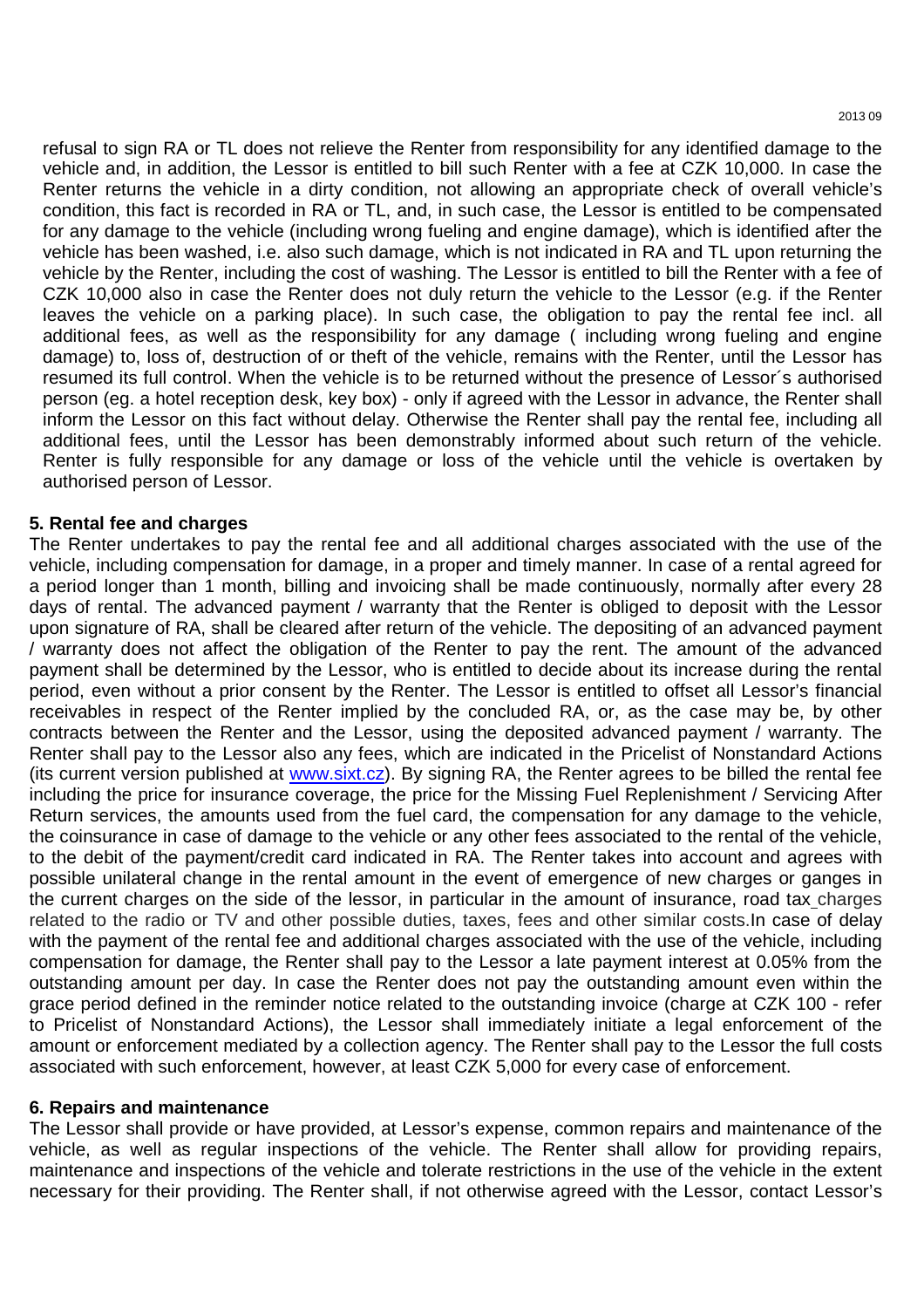refusal to sign RA or TL does not relieve the Renter from responsibility for any identified damage to the vehicle and, in addition, the Lessor is entitled to bill such Renter with a fee at CZK 10,000. In case the Renter returns the vehicle in a dirty condition, not allowing an appropriate check of overall vehicle's condition, this fact is recorded in RA or TL, and, in such case, the Lessor is entitled to be compensated for any damage to the vehicle (including wrong fueling and engine damage), which is identified after the vehicle has been washed, i.e. also such damage, which is not indicated in RA and TL upon returning the vehicle by the Renter, including the cost of washing. The Lessor is entitled to bill the Renter with a fee of CZK 10,000 also in case the Renter does not duly return the vehicle to the Lessor (e.g. if the Renter leaves the vehicle on a parking place). In such case, the obligation to pay the rental fee incl. all additional fees, as well as the responsibility for any damage ( including wrong fueling and engine damage) to, loss of, destruction of or theft of the vehicle, remains with the Renter, until the Lessor has resumed its full control. When the vehicle is to be returned without the presence of Lessor´s authorised person (eg. a hotel reception desk, key box) - only if agreed with the Lessor in advance, the Renter shall inform the Lessor on this fact without delay. Otherwise the Renter shall pay the rental fee, including all additional fees, until the Lessor has been demonstrably informed about such return of the vehicle. Renter is fully responsible for any damage or loss of the vehicle until the vehicle is overtaken by authorised person of Lessor.

**5. Rental fee and charges**

The Renter undertakes to pay the rental fee and all additional charges associated with the use of the vehicle, including compensation for damage, in a proper and timely manner. In case of a rental agreed for a period longer than 1 month, billing and invoicing shall be made continuously, normally after every 28 days of rental. The advanced payment / warranty that the Renter is obliged to deposit with the Lessor upon signature of RA, shall be cleared after return of the vehicle. The depositing of an advanced payment / warranty does not affect the obligation of the Renter to pay the rent. The amount of the advanced payment shall be determined by the Lessor, who is entitled to decide about its increase during the rental period, even without a prior consent by the Renter. The Lessor is entitled to offset all Lessor's financial receivables in respect of the Renter implied by the concluded RA, or, as the case may be, by other contracts between the Renter and the Lessor, using the deposited advanced payment / warranty. The Renter shall pay to the Lessor also any fees, which are indicated in the Pricelist of Nonstandard Actions (its current version published at www.sixt.cz). By signing RA, the Renter agrees to be billed the rental fee including the price for insurance coverage, the price for the Missing Fuel Replenishment / Servicing After Return services, the amounts used from the fuel card, the compensation for any damage to the vehicle, the coinsurance in case of damage to the vehicle or any other fees associated to the rental of the vehicle, to the debit of the payment/credit card indicated in RA. The Renter takes into account and agrees with possible unilateral change in the rental amount in the event of emergence of new charges or ganges in the current charges on the side of the lessor, in particular in the amount of insurance, road tax charges related to the radio or TV and other possible duties, taxes, fees and other similar costs.In case of delay with the payment of the rental fee and additional charges associated with the use of the vehicle, including compensation for damage, the Renter shall pay to the Lessor a late payment interest at 0.05% from the outstanding amount per day. In case the Renter does not pay the outstanding amount even within the grace period defined in the reminder notice related to the outstanding invoice (charge at CZK 100 - refer to Pricelist of Nonstandard Actions), the Lessor shall immediately initiate a legal enforcement of the amount or enforcement mediated by a collection agency. The Renter shall pay to the Lessor the full costs associated with such enforcement, however, at least CZK 5,000 for every case of enforcement.

**6. Repairs and maintenance**

The Lessor shall provide or have provided, at Lessor's expense, common repairs and maintenance of the vehicle, as well as regular inspections of the vehicle. The Renter shall allow for providing repairs, maintenance and inspections of the vehicle and tolerate restrictions in the use of the vehicle in the extent necessary for their providing. The Renter shall, if not otherwise agreed with the Lessor, contact Lessor's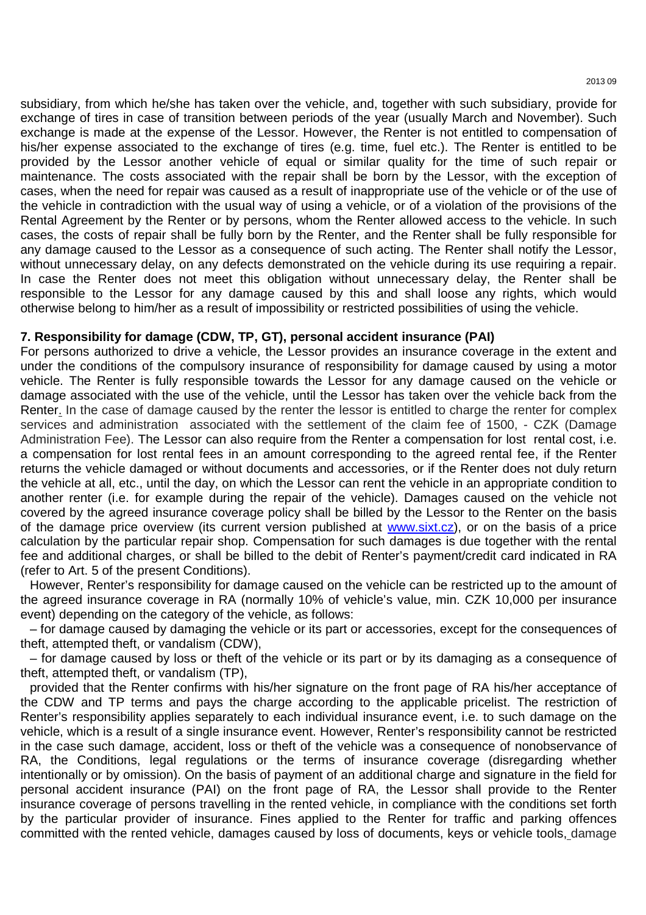subsidiary, from which he/she has taken over the vehicle, and, together with such subsidiary, provide for exchange of tires in case of transition between periods of the year (usually March and November). Such exchange is made at the expense of the Lessor. However, the Renter is not entitled to compensation of his/her expense associated to the exchange of tires (e.g. time, fuel etc.). The Renter is entitled to be provided by the Lessor another vehicle of equal or similar quality for the time of such repair or maintenance. The costs associated with the repair shall be born by the Lessor, with the exception of cases, when the need for repair was caused as a result of inappropriate use of the vehicle or of the use of the vehicle in contradiction with the usual way of using a vehicle, or of a violation of the provisions of the Rental Agreement by the Renter or by persons, whom the Renter allowed access to the vehicle. In such cases, the costs of repair shall be fully born by the Renter, and the Renter shall be fully responsible for any damage caused to the Lessor as a consequence of such acting. The Renter shall notify the Lessor, without unnecessary delay, on any defects demonstrated on the vehicle during its use requiring a repair. In case the Renter does not meet this obligation without unnecessary delay, the Renter shall be responsible to the Lessor for any damage caused by this and shall loose any rights, which would otherwise belong to him/her as a result of impossibility or restricted possibilities of using the vehicle.

**7. Responsibility for damage (CDW, TP, GT), personal accident insurance (PAI)**

For persons authorized to drive a vehicle, the Lessor provides an insurance coverage in the extent and under the conditions of the compulsory insurance of responsibility for damage caused by using a motor vehicle. The Renter is fully responsible towards the Lessor for any damage caused on the vehicle or damage associated with the use of the vehicle, until the Lessor has taken over the vehicle back from the Renter. In the case of damage caused by the renter the lessor is entitled to charge the renter for complex services and administration associated with the settlement of the claim fee of 1500, - CZK (Damage Administration Fee). The Lessor can also require from the Renter a compensation for lost rental cost, i.e. a compensation for lost rental fees in an amount corresponding to the agreed rental fee, if the Renter returns the vehicle damaged or without documents and accessories, or if the Renter does not duly return the vehicle at all, etc., until the day, on which the Lessor can rent the vehicle in an appropriate condition to another renter (i.e. for example during the repair of the vehicle). Damages caused on the vehicle not covered by the agreed insurance coverage policy shall be billed by the Lessor to the Renter on the basis of the damage price overview (its current version published at www.sixt.cz), or on the basis of a price calculation by the particular repair shop. Compensation for such damages is due together with the rental fee and additional charges, or shall be billed to the debit of Renter's payment/credit card indicated in RA (refer to Art. 5 of the present Conditions).

However, Renter's responsibility for damage caused on the vehicle can be restricted up to the amount of the agreed insurance coverage in RA (normally 10% of vehicle's value, min. CZK 10,000 per insurance event) depending on the category of the vehicle, as follows:

– for damage caused by damaging the vehicle or its part or accessories, except for the consequences of theft, attempted theft, or vandalism (CDW),

– for damage caused by loss or theft of the vehicle or its part or by its damaging as a consequence of theft, attempted theft, or vandalism (TP),

provided that the Renter confirms with his/her signature on the front page of RA his/her acceptance of the CDW and TP terms and pays the charge according to the applicable pricelist. The restriction of Renter's responsibility applies separately to each individual insurance event, i.e. to such damage on the vehicle, which is a result of a single insurance event. However, Renter's responsibility cannot be restricted in the case such damage, accident, loss or theft of the vehicle was a consequence of nonobservance of RA, the Conditions, legal regulations or the terms of insurance coverage (disregarding whether intentionally or by omission). On the basis of payment of an additional charge and signature in the field for personal accident insurance (PAI) on the front page of RA, the Lessor shall provide to the Renter insurance coverage of persons travelling in the rented vehicle, in compliance with the conditions set forth by the particular provider of insurance. Fines applied to the Renter for traffic and parking offences committed with the rented vehicle, damages caused by loss of documents, keys or vehicle tools, damage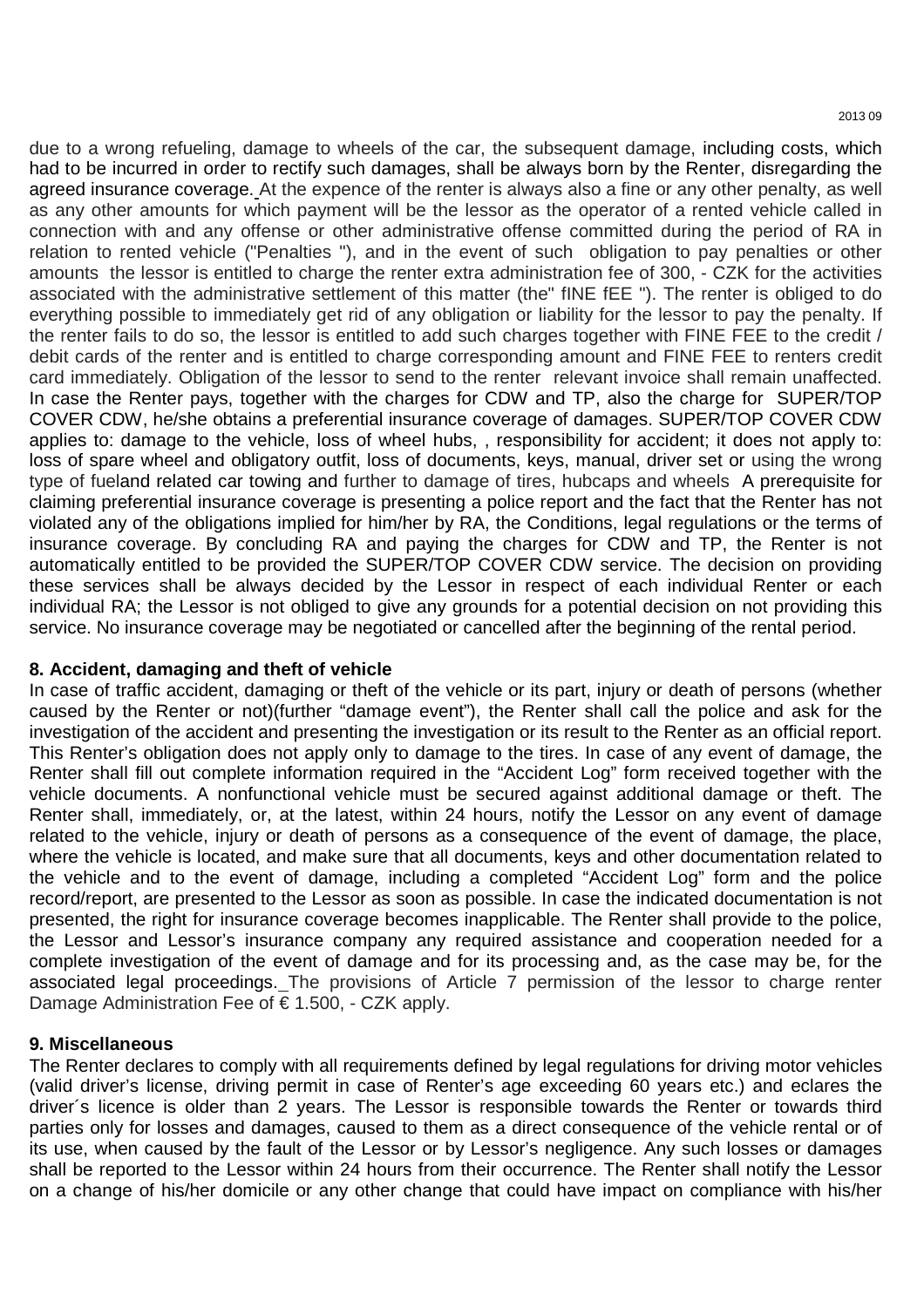due to a wrong refueling, damage to wheels of the car, the subsequent damage, including costs, which had to be incurred in order to rectify such damages, shall be always born by the Renter, disregarding the agreed insurance coverage. At the expence of the renter is always also a fine or any other penalty, as well as any other amounts for which payment will be the lessor as the operator of a rented vehicle called in connection with and any offense or other administrative offense committed during the period of RA in relation to rented vehicle ("Penalties "), and in the event of such obligation to pay penalties or other amounts the lessor is entitled to charge the renter extra administration fee of 300, - CZK for the activities associated with the administrative settlement of this matter (the" fINE fEE "). The renter is obliged to do everything possible to immediately get rid of any obligation or liability for the lessor to pay the penalty. If the renter fails to do so, the lessor is entitled to add such charges together with FINE FEE to the credit / debit cards of the renter and is entitled to charge corresponding amount and FINE FEE to renters credit card immediately. Obligation of the lessor to send to the renter relevant invoice shall remain unaffected. In case the Renter pays, together with the charges for CDW and TP, also the charge for SUPER/TOP COVER CDW, he/she obtains a preferential insurance coverage of damages. SUPER/TOP COVER CDW applies to: damage to the vehicle, loss of wheel hubs, , responsibility for accident; it does not apply to: loss of spare wheel and obligatory outfit, loss of documents, keys, manual, driver set or using the wrong type of fueland related car towing and further to damage of tires, hubcaps and wheels A prerequisite for claiming preferential insurance coverage is presenting a police report and the fact that the Renter has not violated any of the obligations implied for him/her by RA, the Conditions, legal regulations or the terms of insurance coverage. By concluding RA and paying the charges for CDW and TP, the Renter is not automatically entitled to be provided the SUPER/TOP COVER CDW service. The decision on providing these services shall be always decided by the Lessor in respect of each individual Renter or each individual RA; the Lessor is not obliged to give any grounds for a potential decision on not providing this service. No insurance coverage may be negotiated or cancelled after the beginning of the rental period.

**8. Accident, damaging and theft of vehicle**

In case of traffic accident, damaging or theft of the vehicle or its part, injury or death of persons (whether caused by the Renter or not)(further "damage event"), the Renter shall call the police and ask for the investigation of the accident and presenting the investigation or its result to the Renter as an official report. This Renter's obligation does not apply only to damage to the tires. In case of any event of damage, the Renter shall fill out complete information required in the "Accident Log" form received together with the vehicle documents. A nonfunctional vehicle must be secured against additional damage or theft. The Renter shall, immediately, or, at the latest, within 24 hours, notify the Lessor on any event of damage related to the vehicle, injury or death of persons as a consequence of the event of damage, the place, where the vehicle is located, and make sure that all documents, keys and other documentation related to the vehicle and to the event of damage, including a completed "Accident Log" form and the police record/report, are presented to the Lessor as soon as possible. In case the indicated documentation is not presented, the right for insurance coverage becomes inapplicable. The Renter shall provide to the police, the Lessor and Lessor's insurance company any required assistance and cooperation needed for a complete investigation of the event of damage and for its processing and, as the case may be, for the associated legal proceedings. The provisions of Article 7 permission of the lessor to charge renter Damage Administration Fee of € 1.500, - CZK apply.

**9. Miscellaneous**

The Renter declares to comply with all requirements defined by legal regulations for driving motor vehicles (valid driver's license, driving permit in case of Renter's age exceeding 60 years etc.) and eclares the driver´s licence is older than 2 years. The Lessor is responsible towards the Renter or towards third parties only for losses and damages, caused to them as a direct consequence of the vehicle rental or of its use, when caused by the fault of the Lessor or by Lessor's negligence. Any such losses or damages shall be reported to the Lessor within 24 hours from their occurrence. The Renter shall notify the Lessor on a change of his/her domicile or any other change that could have impact on compliance with his/her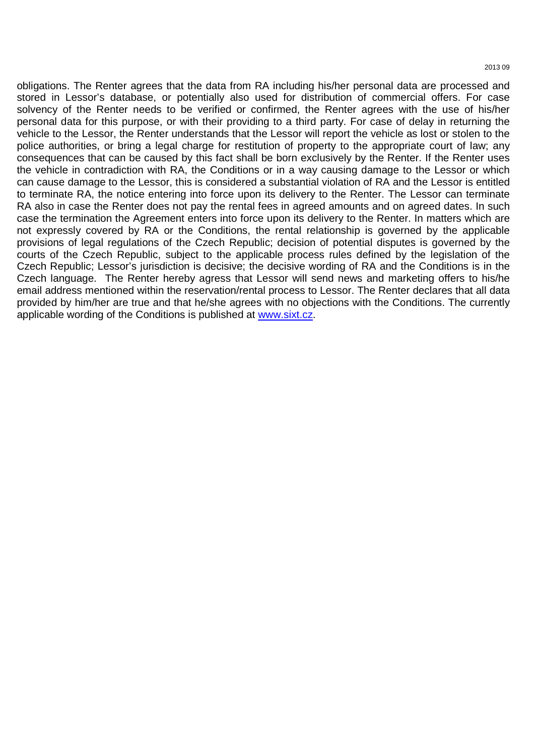obligations. The Renter agrees that the data from RA including his/her personal data are processed and stored in Lessor's database, or potentially also used for distribution of commercial offers. For case solvency of the Renter needs to be verified or confirmed, the Renter agrees with the use of his/her personal data for this purpose, or with their providing to a third party. For case of delay in returning the vehicle to the Lessor, the Renter understands that the Lessor will report the vehicle as lost or stolen to the police authorities, or bring a legal charge for restitution of property to the appropriate court of law; any consequences that can be caused by this fact shall be born exclusively by the Renter. If the Renter uses the vehicle in contradiction with RA, the Conditions or in a way causing damage to the Lessor or which can cause damage to the Lessor, this is considered a substantial violation of RA and the Lessor is entitled to terminate RA, the notice entering into force upon its delivery to the Renter. The Lessor can terminate RA also in case the Renter does not pay the rental fees in agreed amounts and on agreed dates. In such case the termination the Agreement enters into force upon its delivery to the Renter. In matters which are not expressly covered by RA or the Conditions, the rental relationship is governed by the applicable provisions of legal regulations of the Czech Republic; decision of potential disputes is governed by the courts of the Czech Republic, subject to the applicable process rules defined by the legislation of the Czech Republic; Lessor's jurisdiction is decisive; the decisive wording of RA and the Conditions is in the Czech language. The Renter hereby agress that Lessor will send news and marketing offers to his/he email address mentioned within the reservation/rental process to Lessor. The Renter declares that all data provided by him/her are true and that he/she agrees with no objections with the Conditions. The currently applicable wording of the Conditions is published at [www.sixt.cz](http://www.sixt.cz).